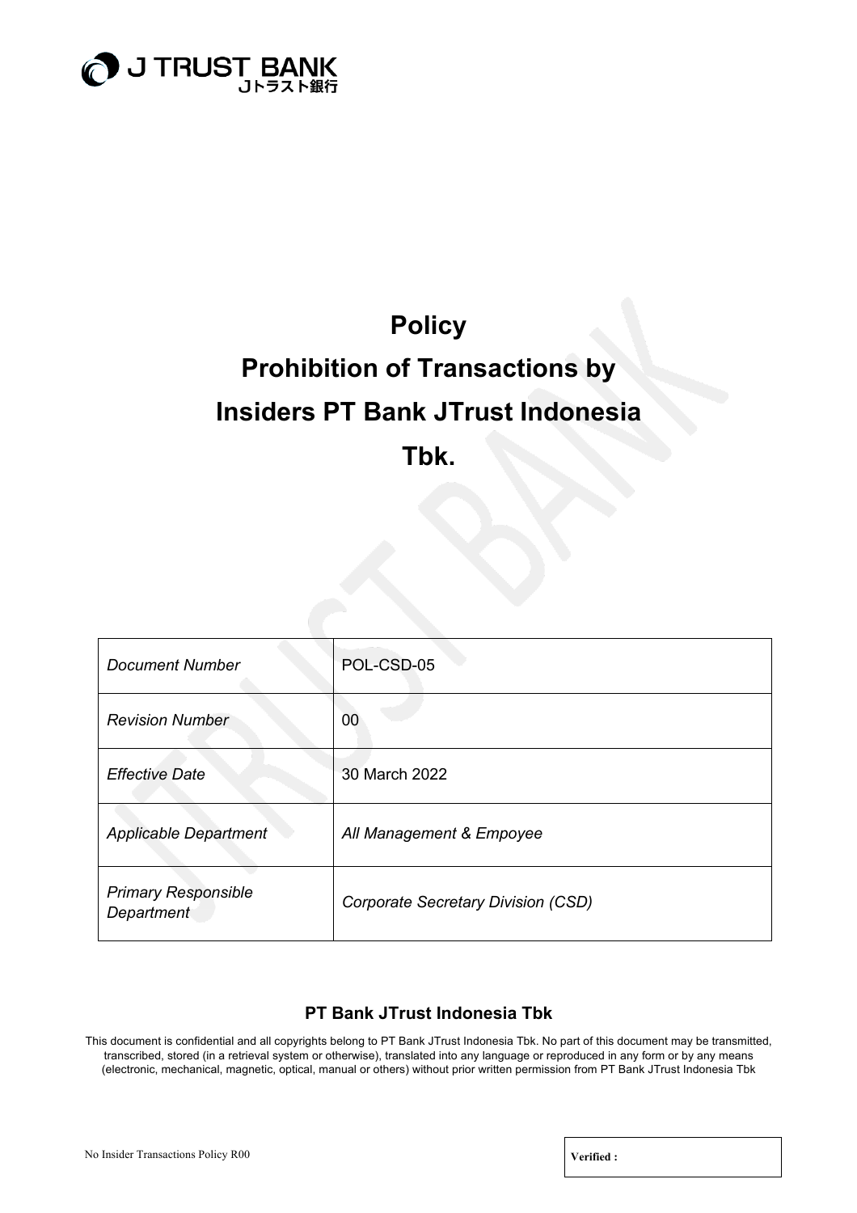J TRUST BANK
Jトラスト銀行

# Policy
# Prohibition of Transactions by Insiders PT Bank JTrust Indonesia Tbk.

| *Document Number* | POL-CSD-05 |
|---|---|
| *Revision Number* | 00 |
| *Effective Date* | 30 March 2022 |
| *Applicable Department* | *All Management & Empoyee* |
| *Primary Responsible Department* | *Corporate Secretary Division (CSD)* |

**PT Bank JTrust Indonesia Tbk**

This document is confidential and all copyrights belong to PT Bank JTrust Indonesia Tbk. No part of this document may be transmitted, transcribed, stored (in a retrieval system or otherwise), translated into any language or reproduced in any form or by any means (electronic, mechanical, magnetic, optical, manual or others) without prior written permission from PT Bank JTrust Indonesia Tbk

No Insider Transactions Policy R00

**Verified :**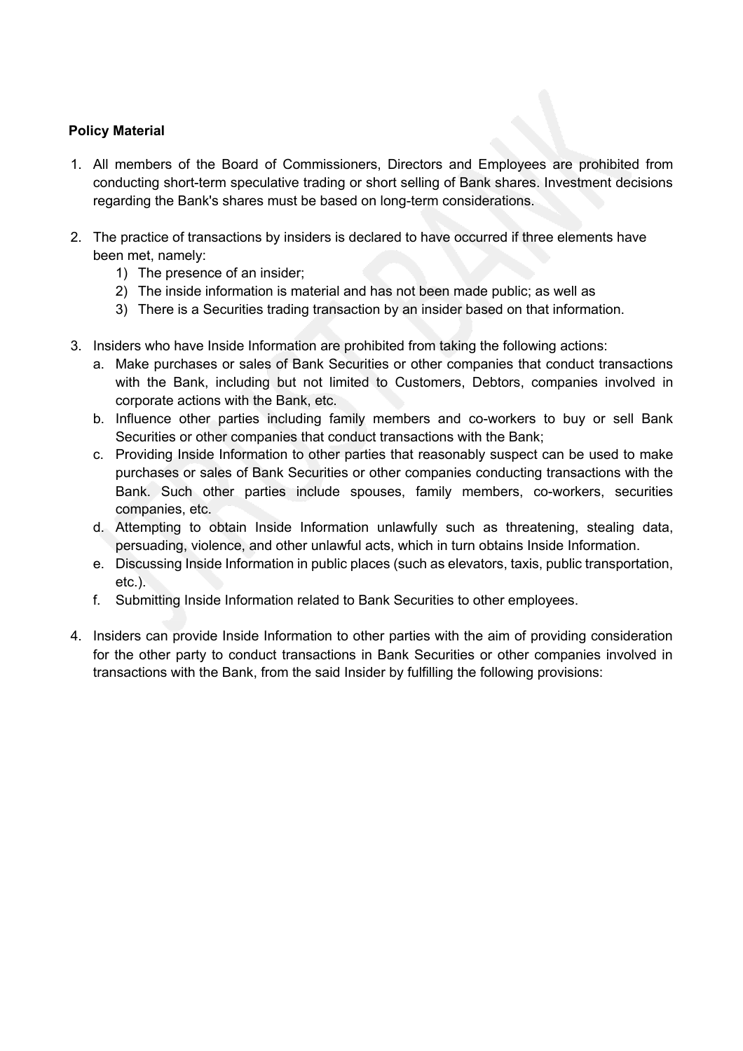**Policy Material**

1. All members of the Board of Commissioners, Directors and Employees are prohibited from conducting short-term speculative trading or short selling of Bank shares. Investment decisions regarding the Bank's shares must be based on long-term considerations.

2. The practice of transactions by insiders is declared to have occurred if three elements have been met, namely:
    1) The presence of an insider;
    2) The inside information is material and has not been made public; as well as
    3) There is a Securities trading transaction by an insider based on that information.

3. Insiders who have Inside Information are prohibited from taking the following actions:
    a. Make purchases or sales of Bank Securities or other companies that conduct transactions with the Bank, including but not limited to Customers, Debtors, companies involved in corporate actions with the Bank, etc.
    b. Influence other parties including family members and co-workers to buy or sell Bank Securities or other companies that conduct transactions with the Bank;
    c. Providing Inside Information to other parties that reasonably suspect can be used to make purchases or sales of Bank Securities or other companies conducting transactions with the Bank. Such other parties include spouses, family members, co-workers, securities companies, etc.
    d. Attempting to obtain Inside Information unlawfully such as threatening, stealing data, persuading, violence, and other unlawful acts, which in turn obtains Inside Information.
    e. Discussing Inside Information in public places (such as elevators, taxis, public transportation, etc.).
    f. Submitting Inside Information related to Bank Securities to other employees.

4. Insiders can provide Inside Information to other parties with the aim of providing consideration for the other party to conduct transactions in Bank Securities or other companies involved in transactions with the Bank, from the said Insider by fulfilling the following provisions: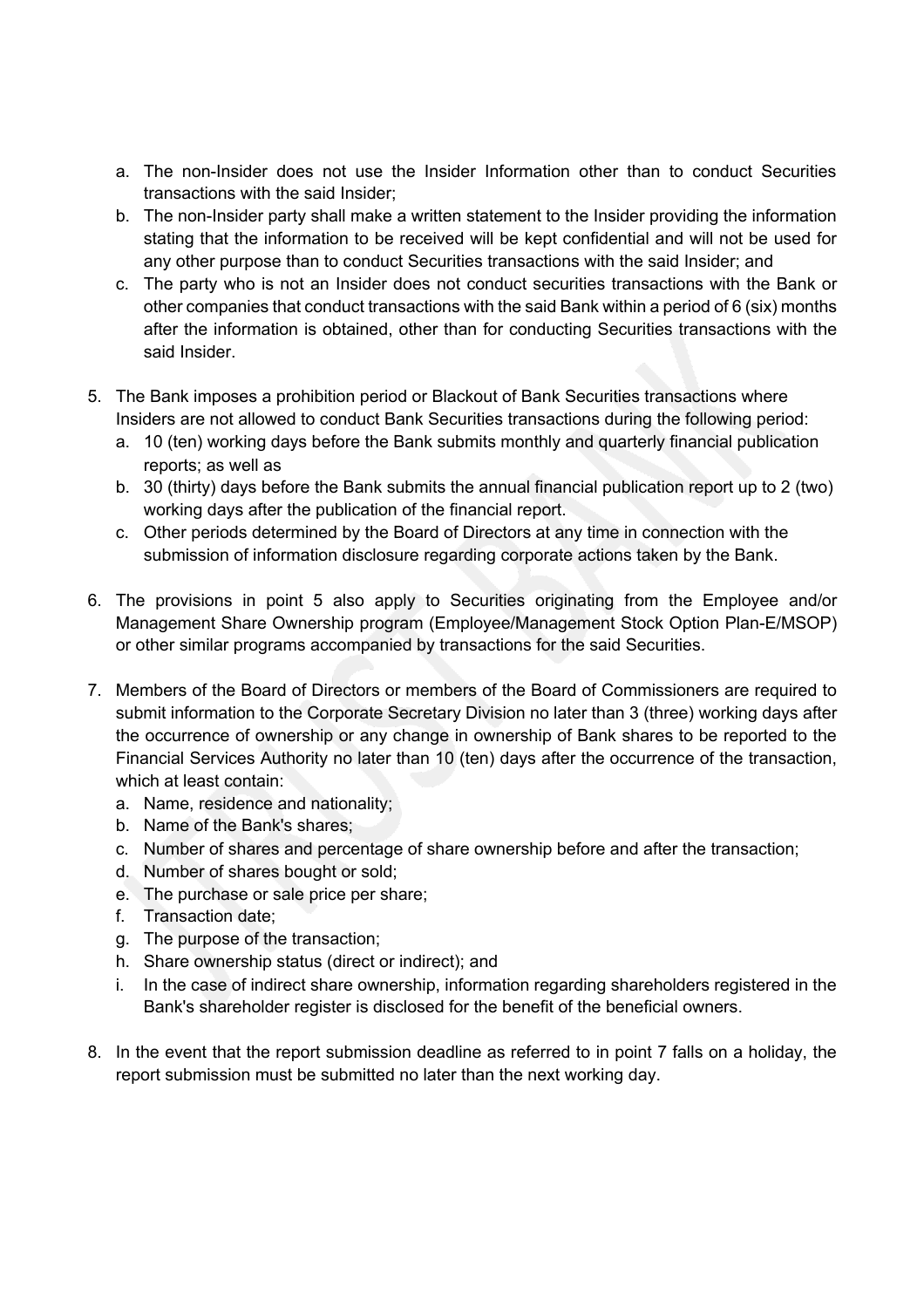a. The non-Insider does not use the Insider Information other than to conduct Securities transactions with the said Insider;
b. The non-Insider party shall make a written statement to the Insider providing the information stating that the information to be received will be kept confidential and will not be used for any other purpose than to conduct Securities transactions with the said Insider; and
c. The party who is not an Insider does not conduct securities transactions with the Bank or other companies that conduct transactions with the said Bank within a period of 6 (six) months after the information is obtained, other than for conducting Securities transactions with the said Insider.

5. The Bank imposes a prohibition period or Blackout of Bank Securities transactions where Insiders are not allowed to conduct Bank Securities transactions during the following period:
   a. 10 (ten) working days before the Bank submits monthly and quarterly financial publication reports; as well as
   b. 30 (thirty) days before the Bank submits the annual financial publication report up to 2 (two) working days after the publication of the financial report.
   c. Other periods determined by the Board of Directors at any time in connection with the submission of information disclosure regarding corporate actions taken by the Bank.

6. The provisions in point 5 also apply to Securities originating from the Employee and/or Management Share Ownership program (Employee/Management Stock Option Plan-E/MSOP) or other similar programs accompanied by transactions for the said Securities.

7. Members of the Board of Directors or members of the Board of Commissioners are required to submit information to the Corporate Secretary Division no later than 3 (three) working days after the occurrence of ownership or any change in ownership of Bank shares to be reported to the Financial Services Authority no later than 10 (ten) days after the occurrence of the transaction, which at least contain:
   a. Name, residence and nationality;
   b. Name of the Bank's shares;
   c. Number of shares and percentage of share ownership before and after the transaction;
   d. Number of shares bought or sold;
   e. The purchase or sale price per share;
   f. Transaction date;
   g. The purpose of the transaction;
   h. Share ownership status (direct or indirect); and
   i. In the case of indirect share ownership, information regarding shareholders registered in the Bank's shareholder register is disclosed for the benefit of the beneficial owners.

8. In the event that the report submission deadline as referred to in point 7 falls on a holiday, the report submission must be submitted no later than the next working day.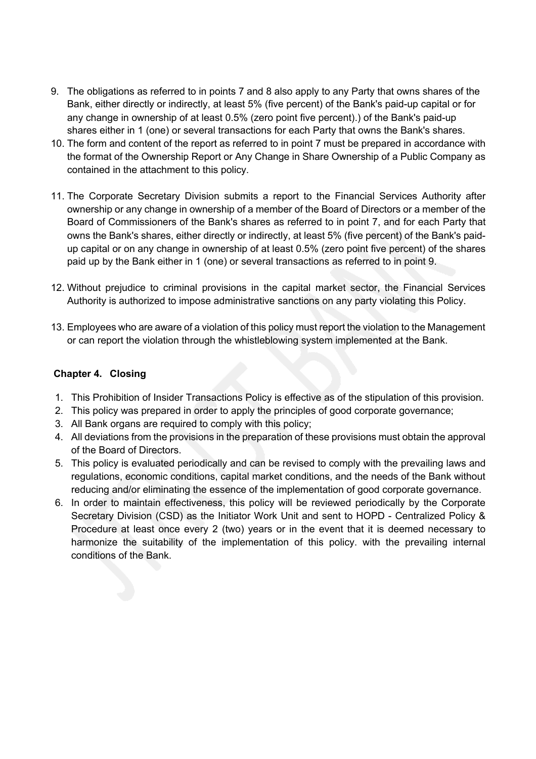9. The obligations as referred to in points 7 and 8 also apply to any Party that owns shares of the Bank, either directly or indirectly, at least 5% (five percent) of the Bank's paid-up capital or for any change in ownership of at least 0.5% (zero point five percent).) of the Bank's paid-up shares either in 1 (one) or several transactions for each Party that owns the Bank's shares.
10. The form and content of the report as referred to in point 7 must be prepared in accordance with the format of the Ownership Report or Any Change in Share Ownership of a Public Company as contained in the attachment to this policy.
11. The Corporate Secretary Division submits a report to the Financial Services Authority after ownership or any change in ownership of a member of the Board of Directors or a member of the Board of Commissioners of the Bank's shares as referred to in point 7, and for each Party that owns the Bank's shares, either directly or indirectly, at least 5% (five percent) of the Bank's paid-up capital or on any change in ownership of at least 0.5% (zero point five percent) of the shares paid up by the Bank either in 1 (one) or several transactions as referred to in point 9.
12. Without prejudice to criminal provisions in the capital market sector, the Financial Services Authority is authorized to impose administrative sanctions on any party violating this Policy.
13. Employees who are aware of a violation of this policy must report the violation to the Management or can report the violation through the whistleblowing system implemented at the Bank.

## Chapter 4. Closing

1. This Prohibition of Insider Transactions Policy is effective as of the stipulation of this provision.
2. This policy was prepared in order to apply the principles of good corporate governance;
3. All Bank organs are required to comply with this policy;
4. All deviations from the provisions in the preparation of these provisions must obtain the approval of the Board of Directors.
5. This policy is evaluated periodically and can be revised to comply with the prevailing laws and regulations, economic conditions, capital market conditions, and the needs of the Bank without reducing and/or eliminating the essence of the implementation of good corporate governance.
6. In order to maintain effectiveness, this policy will be reviewed periodically by the Corporate Secretary Division (CSD) as the Initiator Work Unit and sent to HOPD - Centralized Policy & Procedure at least once every 2 (two) years or in the event that it is deemed necessary to harmonize the suitability of the implementation of this policy. with the prevailing internal conditions of the Bank.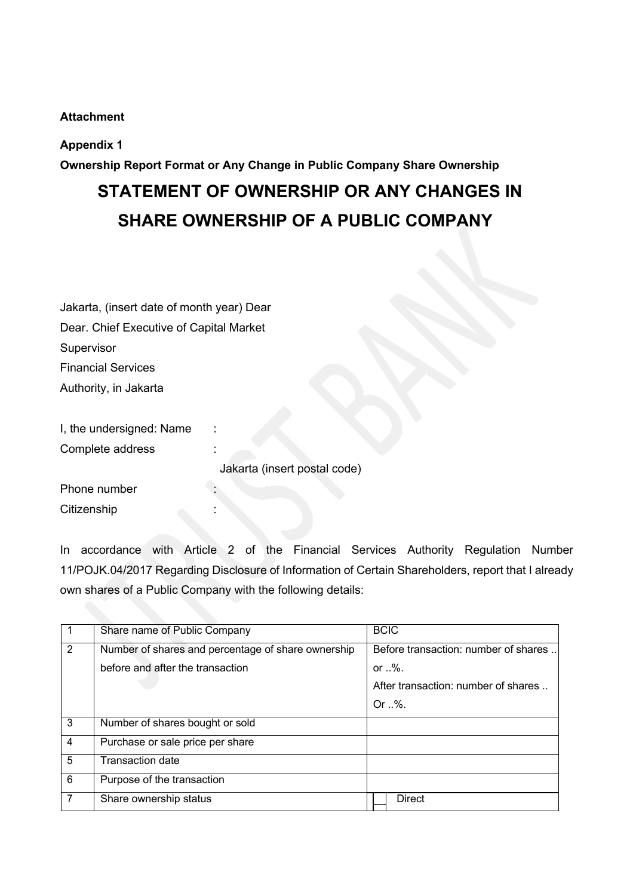**Attachment**

**Appendix 1**

**Ownership Report Format or Any Change in Public Company Share Ownership**

# STATEMENT OF OWNERSHIP OR ANY CHANGES IN SHARE OWNERSHIP OF A PUBLIC COMPANY

Jakarta, (insert date of month year) Dear
Dear. Chief Executive of Capital Market
Supervisor
Financial Services
Authority, in Jakarta

I, the undersigned: Name :
Complete address :
Jakarta (insert postal code)
Phone number :
Citizenship :

In accordance with Article 2 of the Financial Services Authority Regulation Number 11/POJK.04/2017 Regarding Disclosure of Information of Certain Shareholders, report that I already own shares of a Public Company with the following details:

| | | |
|---|---|---|
| 1 | Share name of Public Company | BCIC |
| 2 | Number of shares and percentage of share ownership before and after the transaction | Before transaction: number of shares .. or ..%.<br>After transaction: number of shares .. Or ..%. |
| 3 | Number of shares bought or sold | |
| 4 | Purchase or sale price per share | |
| 5 | Transaction date | |
| 6 | Purpose of the transaction | |
| 7 | Share ownership status | ☐ Direct |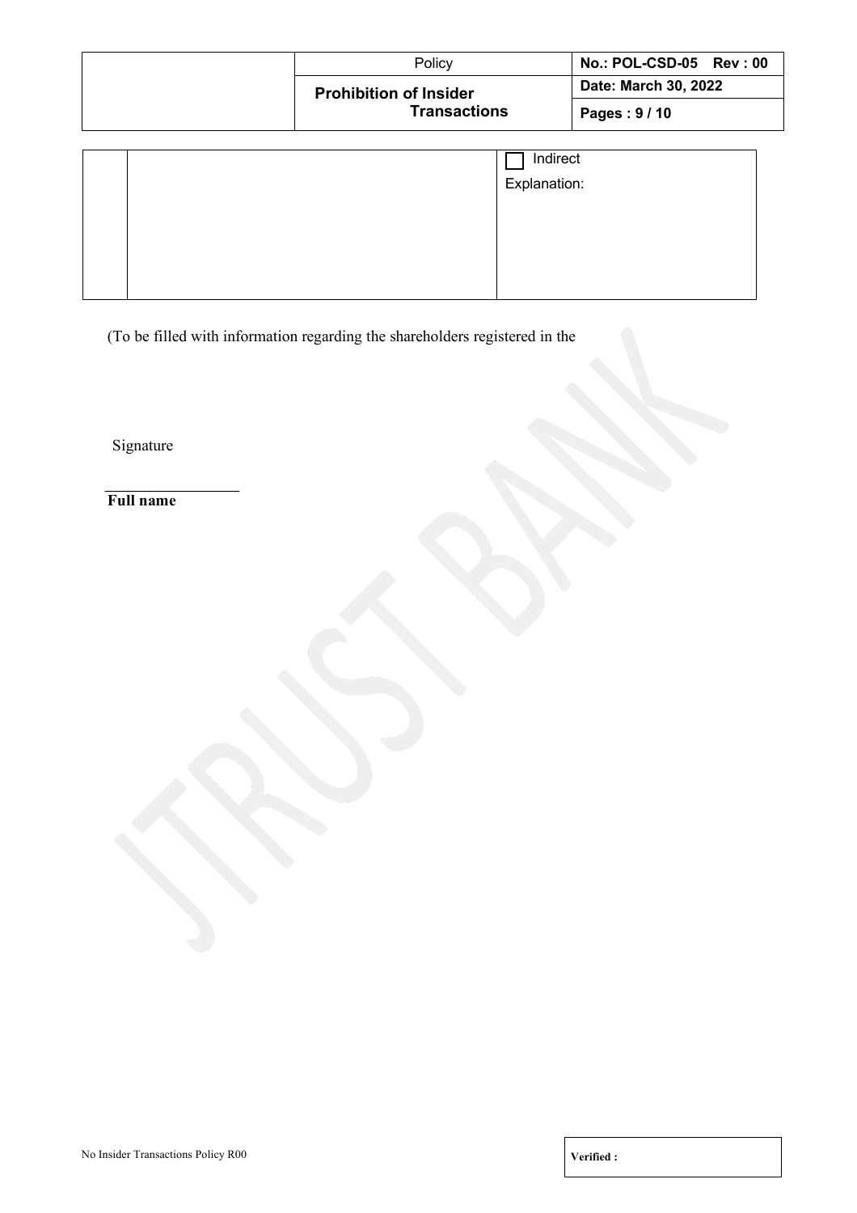|  |  | ☐ Indirect<br>Explanation: |
| --- | --- | --- |

(To be filled with information regarding the shareholders registered in the

Signature

**Full name**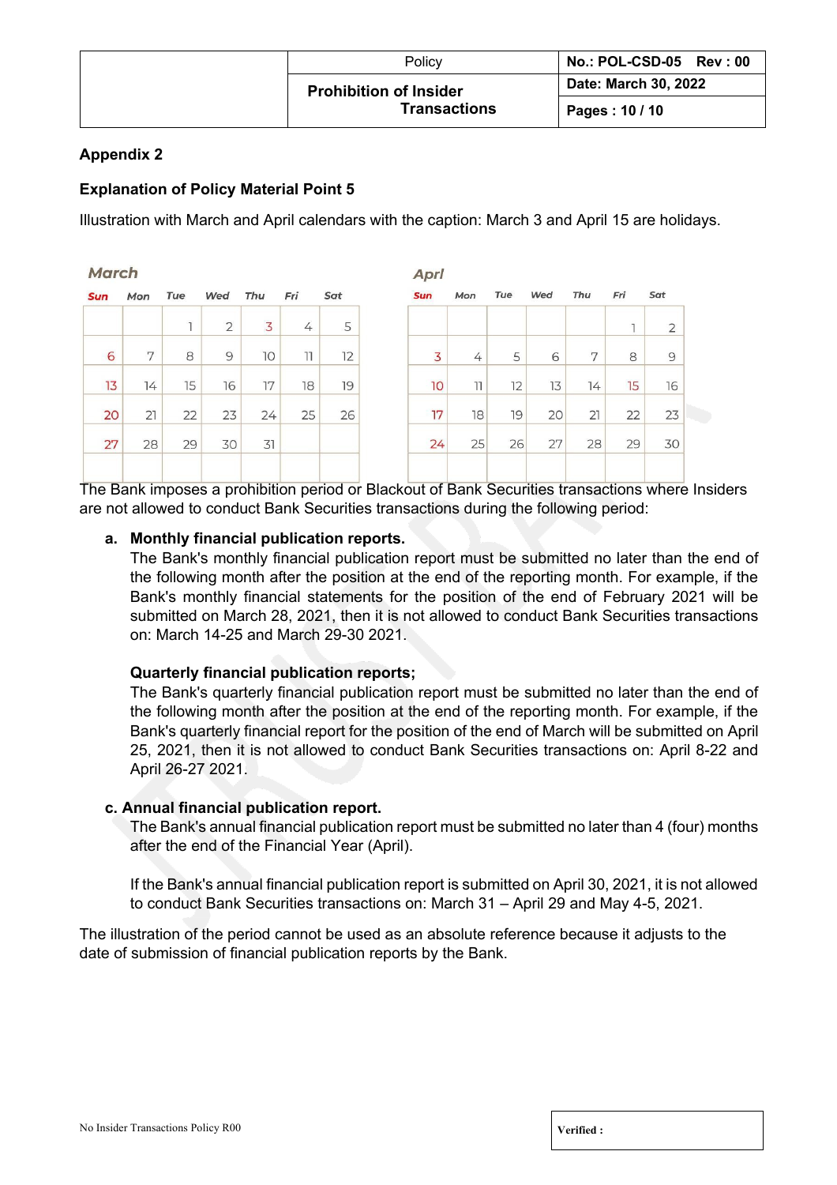## Appendix 2

### Explanation of Policy Material Point 5

Illustration with March and April calendars with the caption: March 3 and April 15 are holidays.

**March**

| Sun | Mon | Tue | Wed | Thu | Fri | Sat |
|---|---|---|---|---|---|---|
| | | 1 | 2 | 3 | 4 | 5 |
| 6 | 7 | 8 | 9 | 10 | 11 | 12 |
| 13 | 14 | 15 | 16 | 17 | 18 | 19 |
| 20 | 21 | 22 | 23 | 24 | 25 | 26 |
| 27 | 28 | 29 | 30 | 31 | | |

**Aprl**

| Sun | Mon | Tue | Wed | Thu | Fri | Sat |
|---|---|---|---|---|---|---|
| | | | | | 1 | 2 |
| 3 | 4 | 5 | 6 | 7 | 8 | 9 |
| 10 | 11 | 12 | 13 | 14 | 15 | 16 |
| 17 | 18 | 19 | 20 | 21 | 22 | 23 |
| 24 | 25 | 26 | 27 | 28 | 29 | 30 |

The Bank imposes a prohibition period or Blackout of Bank Securities transactions where Insiders are not allowed to conduct Bank Securities transactions during the following period:

a. **Monthly financial publication reports.**
   The Bank's monthly financial publication report must be submitted no later than the end of the following month after the position at the end of the reporting month. For example, if the Bank's monthly financial statements for the position of the end of February 2021 will be submitted on March 28, 2021, then it is not allowed to conduct Bank Securities transactions on: March 14-25 and March 29-30 2021.

   **Quarterly financial publication reports;**
   The Bank's quarterly financial publication report must be submitted no later than the end of the following month after the position at the end of the reporting month. For example, if the Bank's quarterly financial report for the position of the end of March will be submitted on April 25, 2021, then it is not allowed to conduct Bank Securities transactions on: April 8-22 and April 26-27 2021.

c. **Annual financial publication report.**
   The Bank's annual financial publication report must be submitted no later than 4 (four) months after the end of the Financial Year (April).

   If the Bank's annual financial publication report is submitted on April 30, 2021, it is not allowed to conduct Bank Securities transactions on: March 31 – April 29 and May 4-5, 2021.

The illustration of the period cannot be used as an absolute reference because it adjusts to the date of submission of financial publication reports by the Bank.